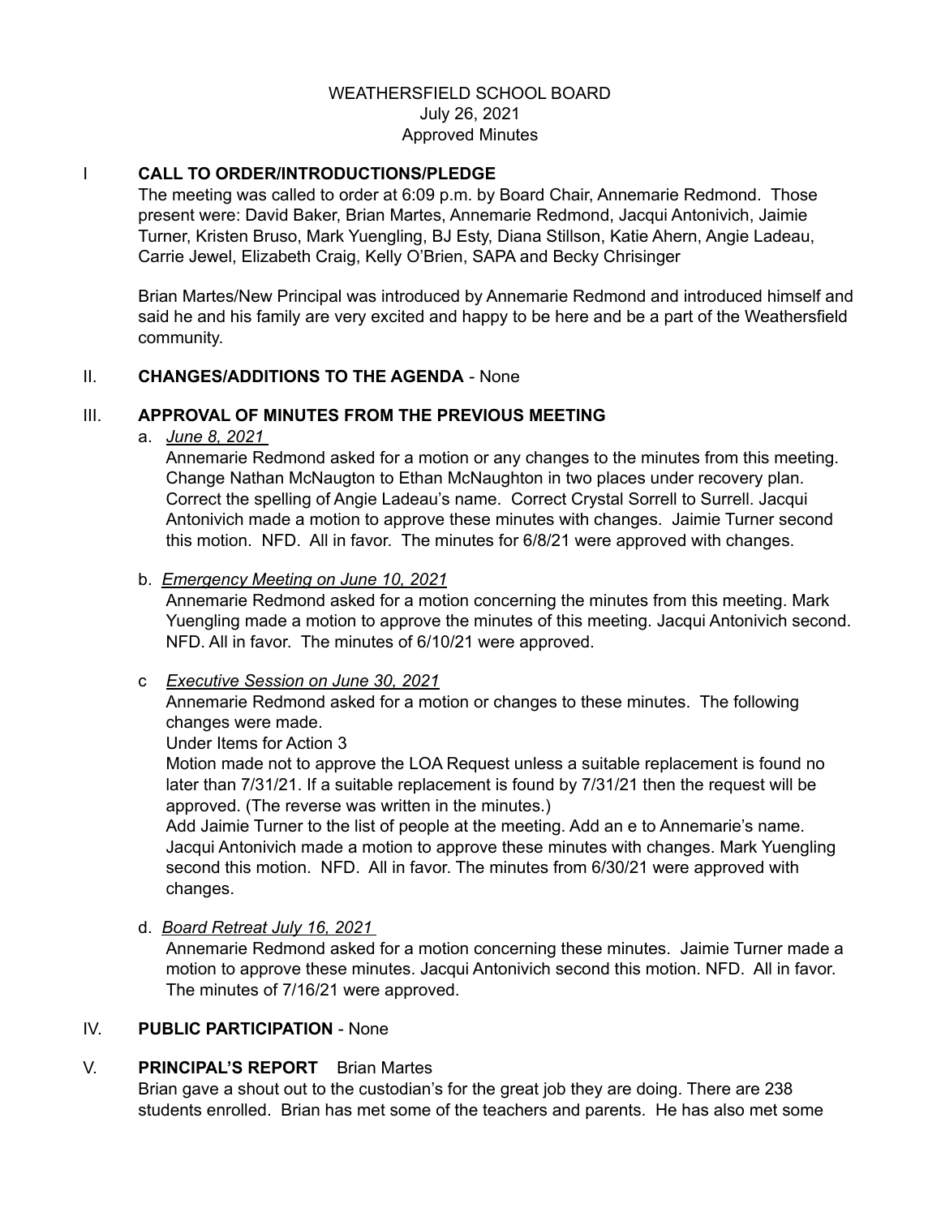WEATHERSFIELD SCHOOL BOARD
July 26, 2021
Approved Minutes

## I CALL TO ORDER/INTRODUCTIONS/PLEDGE

The meeting was called to order at 6:09 p.m. by Board Chair, Annemarie Redmond. Those present were: David Baker, Brian Martes, Annemarie Redmond, Jacqui Antonivich, Jaimie Turner, Kristen Bruso, Mark Yuengling, BJ Esty, Diana Stillson, Katie Ahern, Angie Ladeau, Carrie Jewel, Elizabeth Craig, Kelly O'Brien, SAPA and Becky Chrisinger

Brian Martes/New Principal was introduced by Annemarie Redmond and introduced himself and said he and his family are very excited and happy to be here and be a part of the Weathersfield community.

## II. CHANGES/ADDITIONS TO THE AGENDA - None

## III. APPROVAL OF MINUTES FROM THE PREVIOUS MEETING

a. *June 8, 2021*

Annemarie Redmond asked for a motion or any changes to the minutes from this meeting. Change Nathan McNaugton to Ethan McNaughton in two places under recovery plan. Correct the spelling of Angie Ladeau's name. Correct Crystal Sorrell to Surrell. Jacqui Antonivich made a motion to approve these minutes with changes. Jaimie Turner second this motion. NFD. All in favor. The minutes for 6/8/21 were approved with changes.

b. *Emergency Meeting on June 10, 2021*

Annemarie Redmond asked for a motion concerning the minutes from this meeting. Mark Yuengling made a motion to approve the minutes of this meeting. Jacqui Antonivich second. NFD. All in favor. The minutes of 6/10/21 were approved.

c *Executive Session on June 30, 2021*

Annemarie Redmond asked for a motion or changes to these minutes. The following changes were made.

Under Items for Action 3

Motion made not to approve the LOA Request unless a suitable replacement is found no later than 7/31/21. If a suitable replacement is found by 7/31/21 then the request will be approved. (The reverse was written in the minutes.)

Add Jaimie Turner to the list of people at the meeting. Add an e to Annemarie's name. Jacqui Antonivich made a motion to approve these minutes with changes. Mark Yuengling second this motion. NFD. All in favor. The minutes from 6/30/21 were approved with changes.

d. *Board Retreat July 16, 2021*

Annemarie Redmond asked for a motion concerning these minutes. Jaimie Turner made a motion to approve these minutes. Jacqui Antonivich second this motion. NFD. All in favor. The minutes of 7/16/21 were approved.

## IV. PUBLIC PARTICIPATION - None

## V. PRINCIPAL'S REPORT Brian Martes

Brian gave a shout out to the custodian's for the great job they are doing. There are 238 students enrolled. Brian has met some of the teachers and parents. He has also met some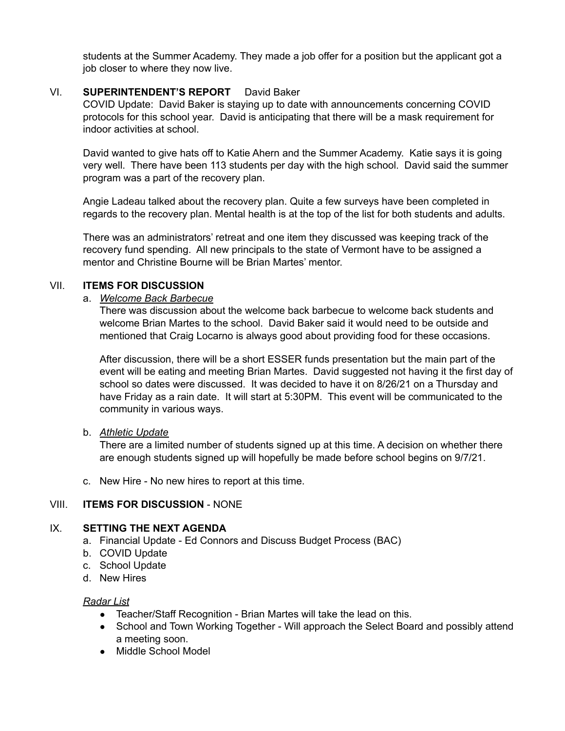students at the Summer Academy. They made a job offer for a position but the applicant got a job closer to where they now live.

## VI. **SUPERINTENDENT'S REPORT** David Baker

COVID Update: David Baker is staying up to date with announcements concerning COVID protocols for this school year. David is anticipating that there will be a mask requirement for indoor activities at school.

David wanted to give hats off to Katie Ahern and the Summer Academy. Katie says it is going very well. There have been 113 students per day with the high school. David said the summer program was a part of the recovery plan.

Angie Ladeau talked about the recovery plan. Quite a few surveys have been completed in regards to the recovery plan. Mental health is at the top of the list for both students and adults.

There was an administrators' retreat and one item they discussed was keeping track of the recovery fund spending. All new principals to the state of Vermont have to be assigned a mentor and Christine Bourne will be Brian Martes' mentor.

## VII. **ITEMS FOR DISCUSSION**

a. ***Welcome Back Barbecue***

There was discussion about the welcome back barbecue to welcome back students and welcome Brian Martes to the school. David Baker said it would need to be outside and mentioned that Craig Locarno is always good about providing food for these occasions.

After discussion, there will be a short ESSER funds presentation but the main part of the event will be eating and meeting Brian Martes. David suggested not having it the first day of school so dates were discussed. It was decided to have it on 8/26/21 on a Thursday and have Friday as a rain date. It will start at 5:30PM. This event will be communicated to the community in various ways.

b. ***Athletic Update***

There are a limited number of students signed up at this time. A decision on whether there are enough students signed up will hopefully be made before school begins on 9/7/21.

c. New Hire - No new hires to report at this time.

## VIII. **ITEMS FOR DISCUSSION** - NONE

## IX. **SETTING THE NEXT AGENDA**

a. Financial Update - Ed Connors and Discuss Budget Process (BAC)
b. COVID Update
c. School Update
d. New Hires

*Radar List*

- Teacher/Staff Recognition - Brian Martes will take the lead on this.
- School and Town Working Together - Will approach the Select Board and possibly attend a meeting soon.
- Middle School Model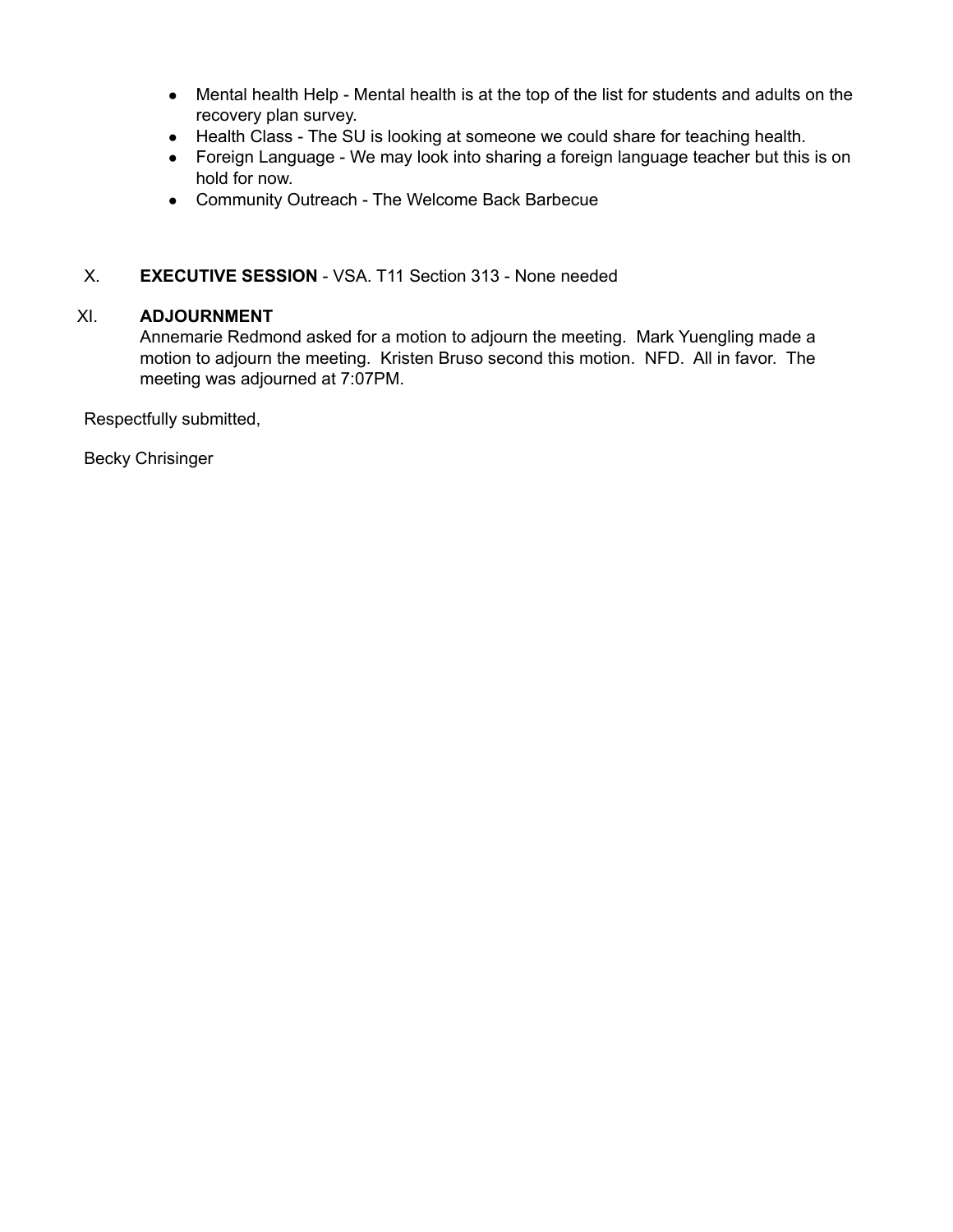- Mental health Help - Mental health is at the top of the list for students and adults on the recovery plan survey.
- Health Class - The SU is looking at someone we could share for teaching health.
- Foreign Language - We may look into sharing a foreign language teacher but this is on hold for now.
- Community Outreach - The Welcome Back Barbecue

X. **EXECUTIVE SESSION** - VSA. T11 Section 313 - None needed

XI. **ADJOURNMENT**

Annemarie Redmond asked for a motion to adjourn the meeting. Mark Yuengling made a motion to adjourn the meeting. Kristen Bruso second this motion. NFD. All in favor. The meeting was adjourned at 7:07PM.

Respectfully submitted,

Becky Chrisinger